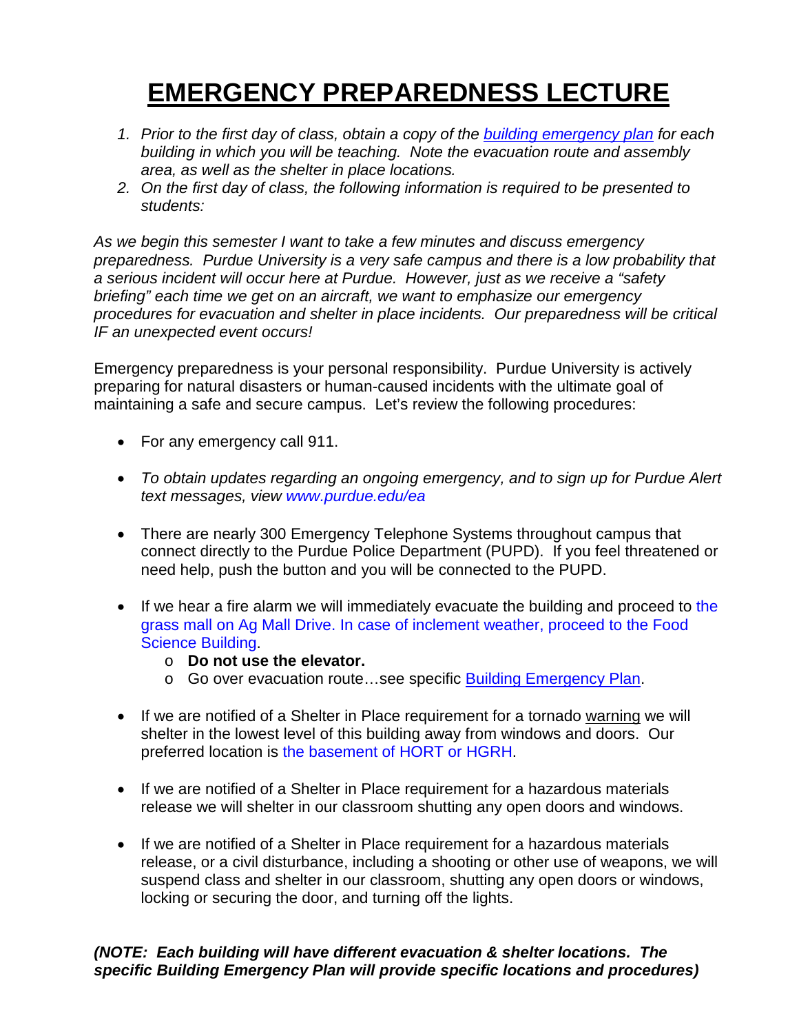# EMERGENCY PREPAREDNESS LECTURE

1. *Prior to the first day of class, obtain a copy of the building emergency plan for each building in which you will be teaching. Note the evacuation route and assembly area, as well as the shelter in place locations.*
2. *On the first day of class, the following information is required to be presented to students:*

*As we begin this semester I want to take a few minutes and discuss emergency preparedness. Purdue University is a very safe campus and there is a low probability that a serious incident will occur here at Purdue. However, just as we receive a "safety briefing" each time we get on an aircraft, we want to emphasize our emergency procedures for evacuation and shelter in place incidents. Our preparedness will be critical IF an unexpected event occurs!*

Emergency preparedness is your personal responsibility. Purdue University is actively preparing for natural disasters or human-caused incidents with the ultimate goal of maintaining a safe and secure campus. Let's review the following procedures:

- For any emergency call 911.

- *To obtain updates regarding an ongoing emergency, and to sign up for Purdue Alert text messages, view www.purdue.edu/ea*

- There are nearly 300 Emergency Telephone Systems throughout campus that connect directly to the Purdue Police Department (PUPD). If you feel threatened or need help, push the button and you will be connected to the PUPD.

- If we hear a fire alarm we will immediately evacuate the building and proceed to the grass mall on Ag Mall Drive. In case of inclement weather, proceed to the Food Science Building.
  - **Do not use the elevator.**
  - Go over evacuation route…see specific Building Emergency Plan.

- If we are notified of a Shelter in Place requirement for a tornado warning we will shelter in the lowest level of this building away from windows and doors. Our preferred location is the basement of HORT or HGRH.

- If we are notified of a Shelter in Place requirement for a hazardous materials release we will shelter in our classroom shutting any open doors and windows.

- If we are notified of a Shelter in Place requirement for a hazardous materials release, or a civil disturbance, including a shooting or other use of weapons, we will suspend class and shelter in our classroom, shutting any open doors or windows, locking or securing the door, and turning off the lights.

***(NOTE: Each building will have different evacuation & shelter locations. The specific Building Emergency Plan will provide specific locations and procedures)***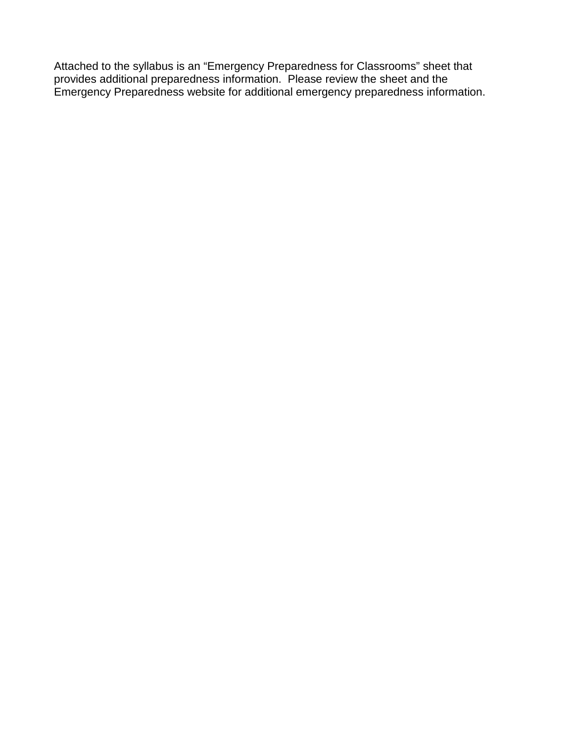Attached to the syllabus is an “Emergency Preparedness for Classrooms” sheet that provides additional preparedness information. Please review the sheet and the Emergency Preparedness website for additional emergency preparedness information.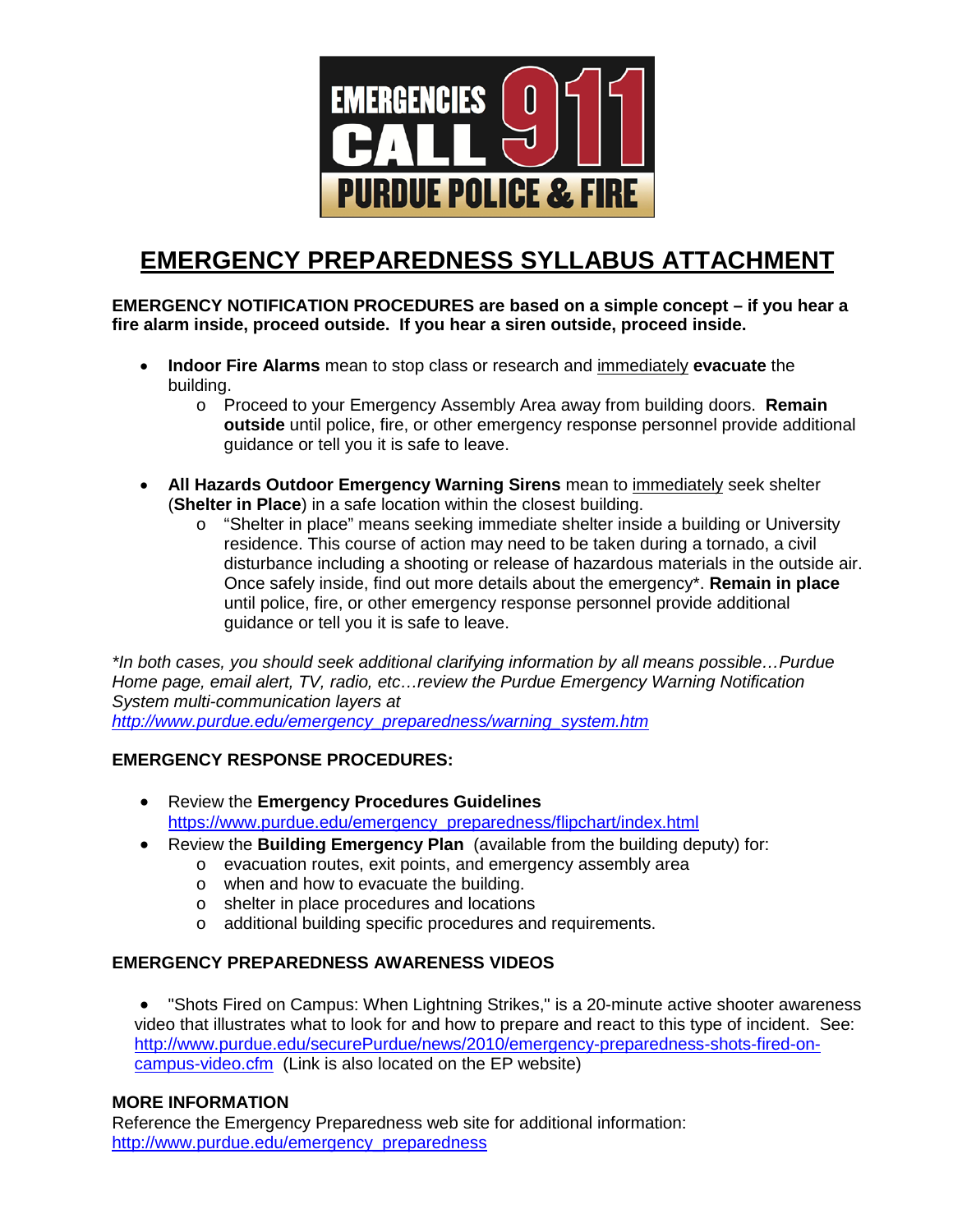EMERGENCIES CALL 911 PURDUE POLICE & FIRE

# EMERGENCY PREPAREDNESS SYLLABUS ATTACHMENT

**EMERGENCY NOTIFICATION PROCEDURES are based on a simple concept – if you hear a fire alarm inside, proceed outside. If you hear a siren outside, proceed inside.**

- **Indoor Fire Alarms** mean to stop class or research and immediately **evacuate** the building.
  - Proceed to your Emergency Assembly Area away from building doors. **Remain outside** until police, fire, or other emergency response personnel provide additional guidance or tell you it is safe to leave.

- **All Hazards Outdoor Emergency Warning Sirens** mean to immediately seek shelter (**Shelter in Place**) in a safe location within the closest building.
  - "Shelter in place" means seeking immediate shelter inside a building or University residence. This course of action may need to be taken during a tornado, a civil disturbance including a shooting or release of hazardous materials in the outside air. Once safely inside, find out more details about the emergency*. **Remain in place** until police, fire, or other emergency response personnel provide additional guidance or tell you it is safe to leave.

*\*In both cases, you should seek additional clarifying information by all means possible…Purdue Home page, email alert, TV, radio, etc…review the Purdue Emergency Warning Notification System multi-communication layers at [http://www.purdue.edu/emergency_preparedness/warning_system.htm](http://www.purdue.edu/emergency_preparedness/warning_system.htm)*

**EMERGENCY RESPONSE PROCEDURES:**

- Review the **Emergency Procedures Guidelines** [https://www.purdue.edu/emergency_preparedness/flipchart/index.html](https://www.purdue.edu/emergency_preparedness/flipchart/index.html)
- Review the **Building Emergency Plan** (available from the building deputy) for:
  - evacuation routes, exit points, and emergency assembly area
  - when and how to evacuate the building.
  - shelter in place procedures and locations
  - additional building specific procedures and requirements.

**EMERGENCY PREPAREDNESS AWARENESS VIDEOS**

- "Shots Fired on Campus: When Lightning Strikes," is a 20-minute active shooter awareness video that illustrates what to look for and how to prepare and react to this type of incident. See: [http://www.purdue.edu/securePurdue/news/2010/emergency-preparedness-shots-fired-on-campus-video.cfm](http://www.purdue.edu/securePurdue/news/2010/emergency-preparedness-shots-fired-on-campus-video.cfm) (Link is also located on the EP website)

**MORE INFORMATION**

Reference the Emergency Preparedness web site for additional information: [http://www.purdue.edu/emergency_preparedness](http://www.purdue.edu/emergency_preparedness)